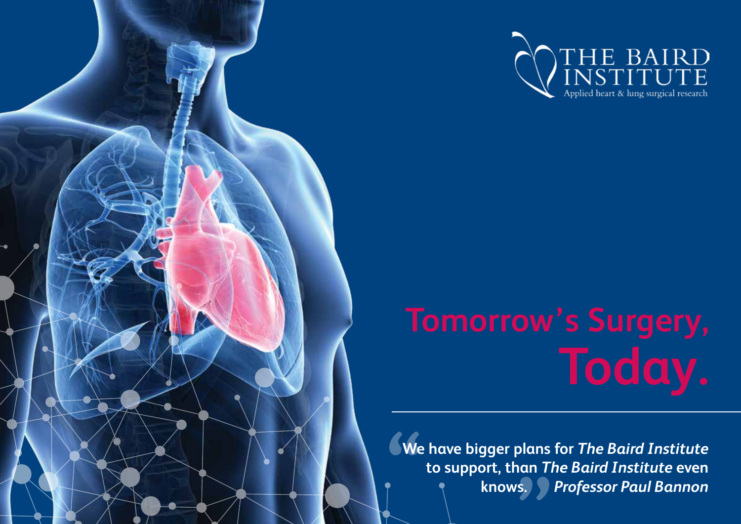THE BAIRD INSTITUTE

Applied heart & lung surgical research

# Tomorrow's Surgery, Today.

"We have bigger plans for *The Baird Institute* to support, than *The Baird Institute* even knows." ***Professor Paul Bannon***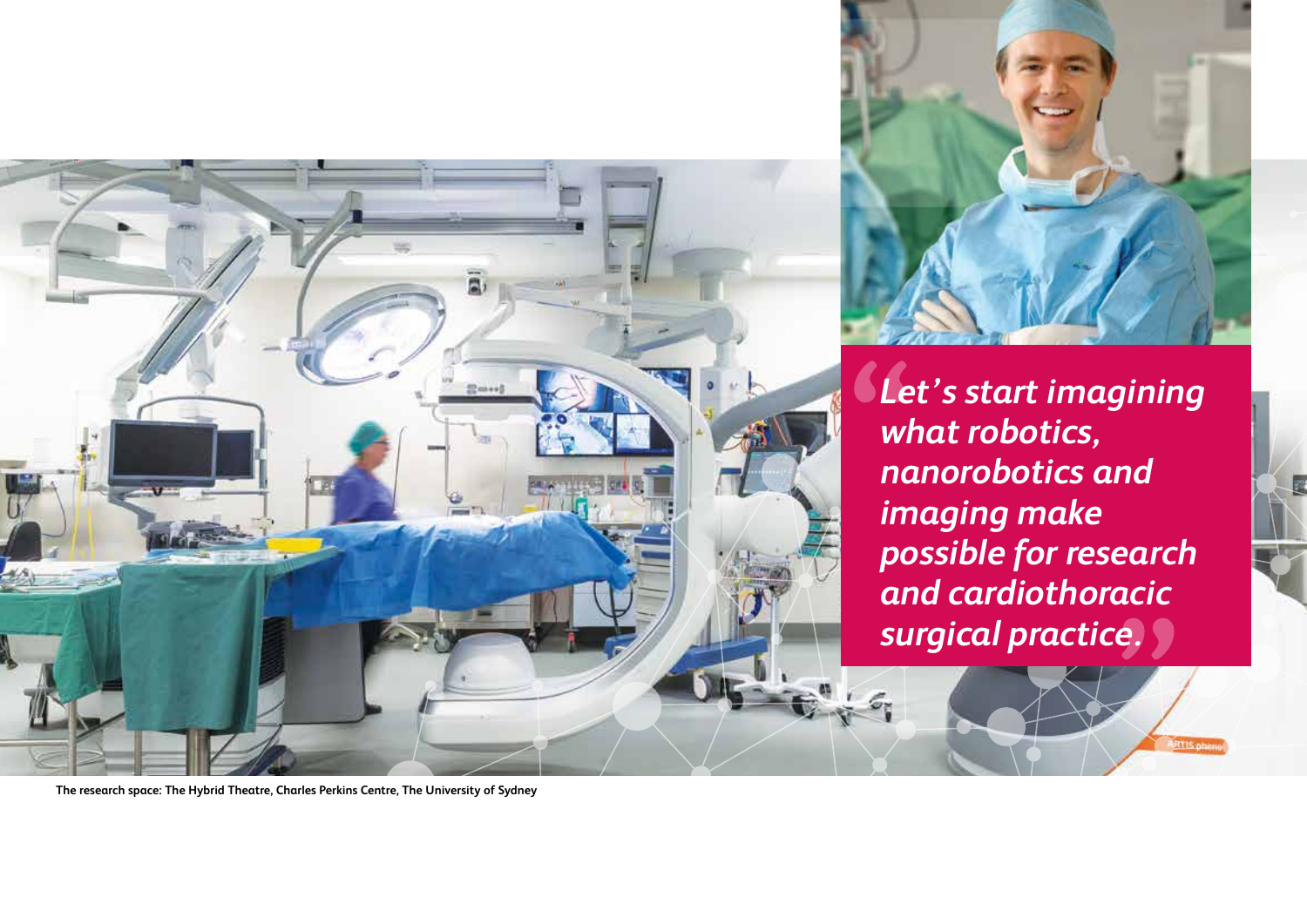*Let's start imagining what robotics, nanorobotics and imaging make possible for research and cardiothoracic surgical practice.*

**The research space: The Hybrid Theatre, Charles Perkins Centre, The University of Sydney**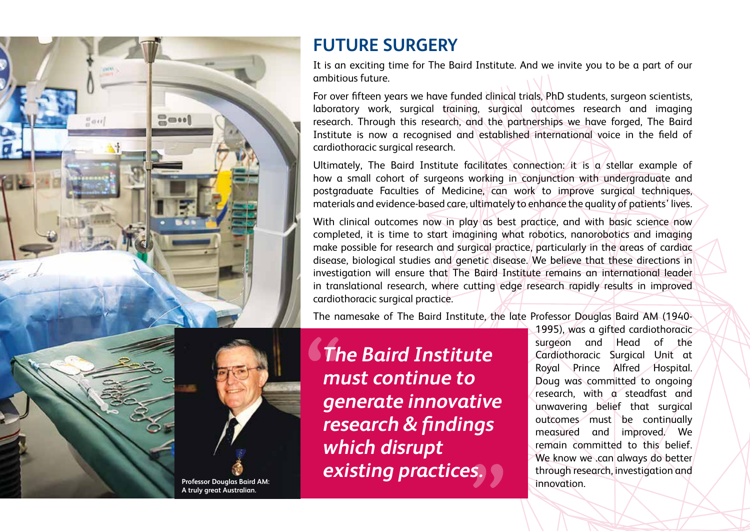## FUTURE SURGERY

It is an exciting time for The Baird Institute. And we invite you to be a part of our ambitious future.

For over fifteen years we have funded clinical trials, PhD students, surgeon scientists, laboratory work, surgical training, surgical outcomes research and imaging research. Through this research, and the partnerships we have forged, The Baird Institute is now a recognised and established international voice in the field of cardiothoracic surgical research.

Ultimately, The Baird Institute facilitates connection: it is a stellar example of how a small cohort of surgeons working in conjunction with undergraduate and postgraduate Faculties of Medicine, can work to improve surgical techniques, materials and evidence-based care, ultimately to enhance the quality of patients' lives.

With clinical outcomes now in play as best practice, and with basic science now completed, it is time to start imagining what robotics, nanorobotics and imaging make possible for research and surgical practice, particularly in the areas of cardiac disease, biological studies and genetic disease. We believe that these directions in investigation will ensure that The Baird Institute remains an international leader in translational research, where cutting edge research rapidly results in improved cardiothoracic surgical practice.

The namesake of The Baird Institute, the late Professor Douglas Baird AM (1940-1995), was a gifted cardiothoracic surgeon and Head of the Cardiothoracic Surgical Unit at Royal Prince Alfred Hospital. Doug was committed to ongoing research, with a steadfast and unwavering belief that surgical outcomes must be continually measured and improved. We remain committed to this belief. We know we .can always do better through research, investigation and innovation.

> ***"The Baird Institute must continue to generate innovative research & findings which disrupt existing practices."***

**Professor Douglas Baird AM: A truly great Australian.**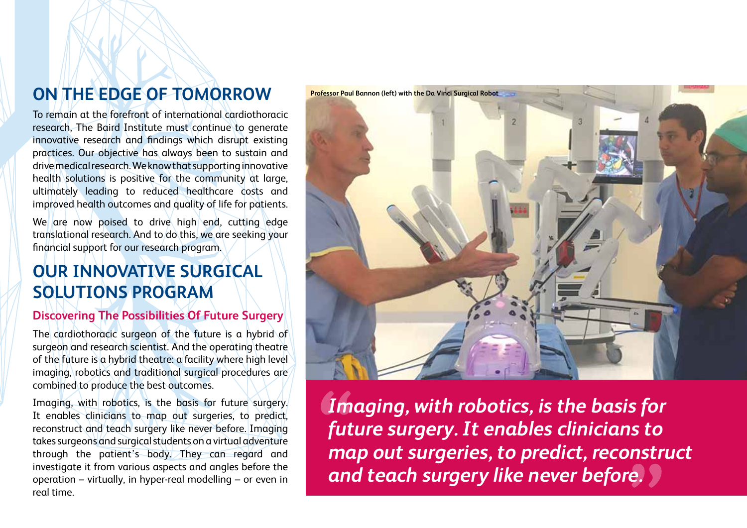## ON THE EDGE OF TOMORROW

To remain at the forefront of international cardiothoracic research, The Baird Institute must continue to generate innovative research and findings which disrupt existing practices. Our objective has always been to sustain and drive medical research. We know that supporting innovative health solutions is positive for the community at large, ultimately leading to reduced healthcare costs and improved health outcomes and quality of life for patients.

We are now poised to drive high end, cutting edge translational research. And to do this, we are seeking your financial support for our research program.

## OUR INNOVATIVE SURGICAL SOLUTIONS PROGRAM

### Discovering The Possibilities Of Future Surgery

The cardiothoracic surgeon of the future is a hybrid of surgeon and research scientist. And the operating theatre of the future is a hybrid theatre: a facility where high level imaging, robotics and traditional surgical procedures are combined to produce the best outcomes.

Imaging, with robotics, is the basis for future surgery. It enables clinicians to map out surgeries, to predict, reconstruct and teach surgery like never before. Imaging takes surgeons and surgical students on a virtual adventure through the patient's body. They can regard and investigate it from various aspects and angles before the operation – virtually, in hyper-real modelling – or even in real time.

Professor Paul Bannon (left) with the Da Vinci Surgical Robot

*"Imaging, with robotics, is the basis for future surgery. It enables clinicians to map out surgeries, to predict, reconstruct and teach surgery like never before."*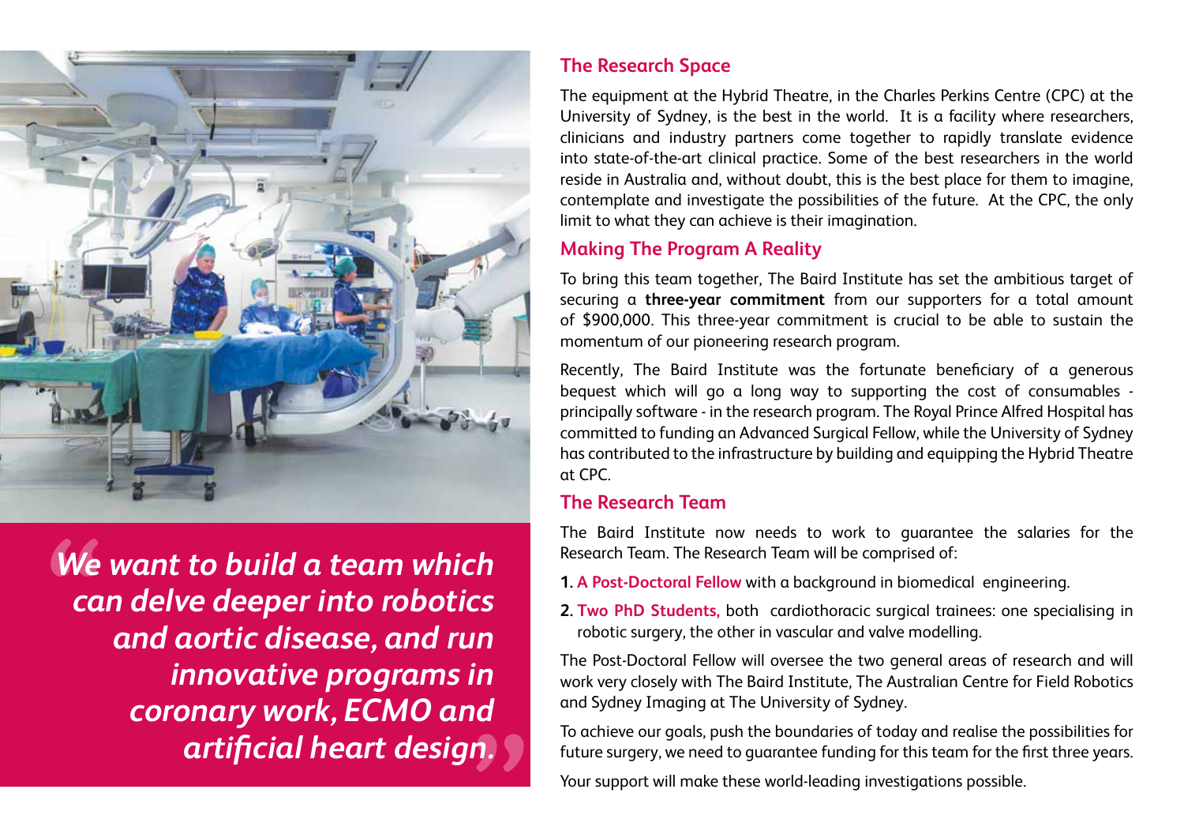> *"We want to build a team which can delve deeper into robotics and aortic disease, and run innovative programs in coronary work, ECMO and artificial heart design."*

## The Research Space

The equipment at the Hybrid Theatre, in the Charles Perkins Centre (CPC) at the University of Sydney, is the best in the world. It is a facility where researchers, clinicians and industry partners come together to rapidly translate evidence into state-of-the-art clinical practice. Some of the best researchers in the world reside in Australia and, without doubt, this is the best place for them to imagine, contemplate and investigate the possibilities of the future. At the CPC, the only limit to what they can achieve is their imagination.

## Making The Program A Reality

To bring this team together, The Baird Institute has set the ambitious target of securing a **three-year commitment** from our supporters for a total amount of $900,000. This three-year commitment is crucial to be able to sustain the momentum of our pioneering research program.

Recently, The Baird Institute was the fortunate beneficiary of a generous bequest which will go a long way to supporting the cost of consumables - principally software - in the research program. The Royal Prince Alfred Hospital has committed to funding an Advanced Surgical Fellow, while the University of Sydney has contributed to the infrastructure by building and equipping the Hybrid Theatre at CPC.

## The Research Team

The Baird Institute now needs to work to guarantee the salaries for the Research Team. The Research Team will be comprised of:

1. **A Post-Doctoral Fellow** with a background in biomedical engineering.
2. **Two PhD Students,** both cardiothoracic surgical trainees: one specialising in robotic surgery, the other in vascular and valve modelling.

The Post-Doctoral Fellow will oversee the two general areas of research and will work very closely with The Baird Institute, The Australian Centre for Field Robotics and Sydney Imaging at The University of Sydney.

To achieve our goals, push the boundaries of today and realise the possibilities for future surgery, we need to guarantee funding for this team for the first three years.

Your support will make these world-leading investigations possible.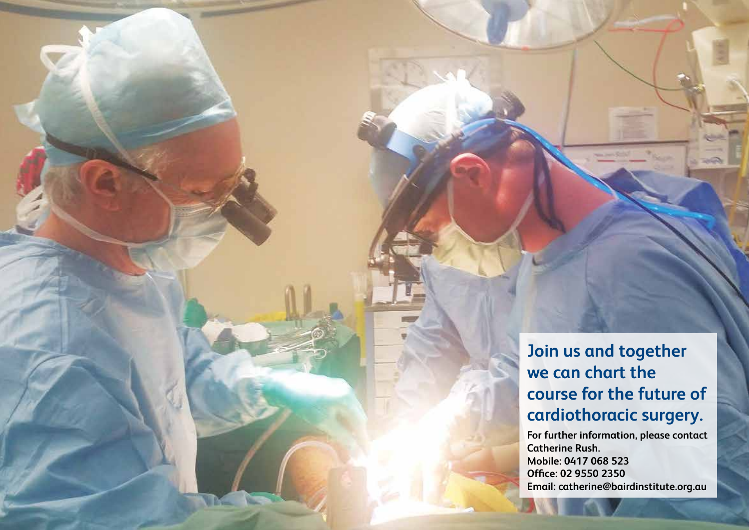## Join us and together we can chart the course for the future of cardiothoracic surgery.

**For further information, please contact Catherine Rush.**
**Mobile: 0417 068 523**
**Office: 02 9550 2350**
**Email: catherine@bairdinstitute.org.au**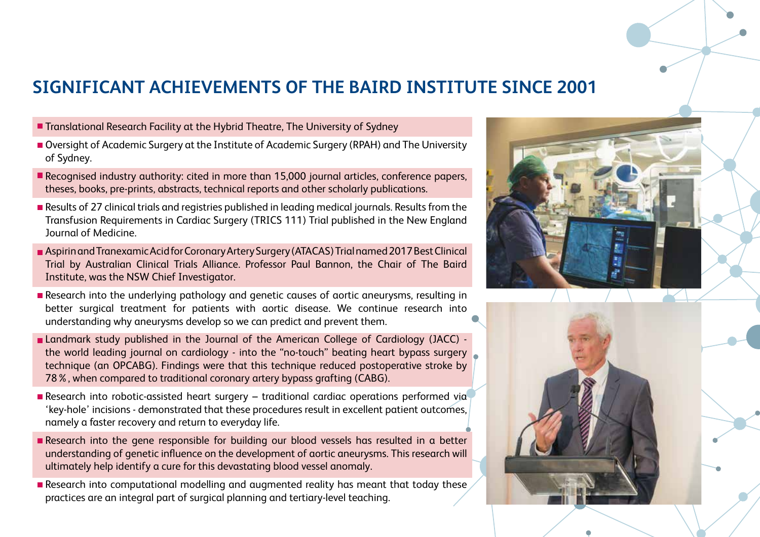## SIGNIFICANT ACHIEVEMENTS OF THE BAIRD INSTITUTE SINCE 2001

- Translational Research Facility at the Hybrid Theatre, The University of Sydney
- Oversight of Academic Surgery at the Institute of Academic Surgery (RPAH) and The University of Sydney.
- Recognised industry authority: cited in more than 15,000 journal articles, conference papers, theses, books, pre-prints, abstracts, technical reports and other scholarly publications.
- Results of 27 clinical trials and registries published in leading medical journals. Results from the Transfusion Requirements in Cardiac Surgery (TRICS 111) Trial published in the New England Journal of Medicine.
- Aspirin and Tranexamic Acid for Coronary Artery Surgery (ATACAS) Trial named 2017 Best Clinical Trial by Australian Clinical Trials Alliance. Professor Paul Bannon, the Chair of The Baird Institute, was the NSW Chief Investigator.
- Research into the underlying pathology and genetic causes of aortic aneurysms, resulting in better surgical treatment for patients with aortic disease. We continue research into understanding why aneurysms develop so we can predict and prevent them.
- Landmark study published in the Journal of the American College of Cardiology (JACC) - the world leading journal on cardiology - into the "no-touch" beating heart bypass surgery technique (an OPCABG). Findings were that this technique reduced postoperative stroke by 78 %, when compared to traditional coronary artery bypass grafting (CABG).
- Research into robotic-assisted heart surgery – traditional cardiac operations performed via 'key-hole' incisions - demonstrated that these procedures result in excellent patient outcomes, namely a faster recovery and return to everyday life.
- Research into the gene responsible for building our blood vessels has resulted in a better understanding of genetic influence on the development of aortic aneurysms. This research will ultimately help identify a cure for this devastating blood vessel anomaly.
- Research into computational modelling and augmented reality has meant that today these practices are an integral part of surgical planning and tertiary-level teaching.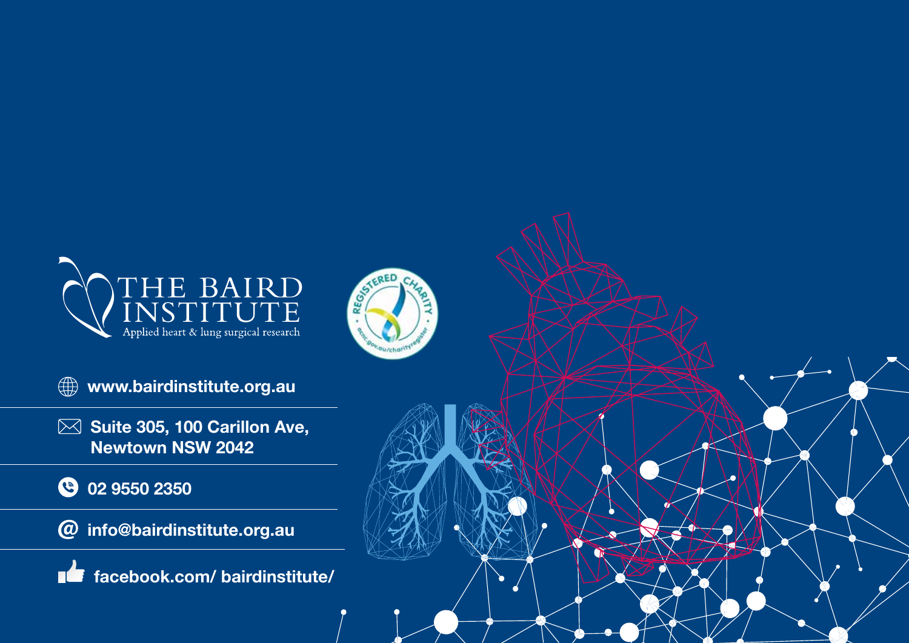THE BAIRD INSTITUTE

Applied heart & lung surgical research

REGISTERED CHARITY

acnc.gov.au/charityregister

www.bairdinstitute.org.au

Suite 305, 100 Carillon Ave,
Newtown NSW 2042

02 9550 2350

info@bairdinstitute.org.au

facebook.com/ bairdinstitute/